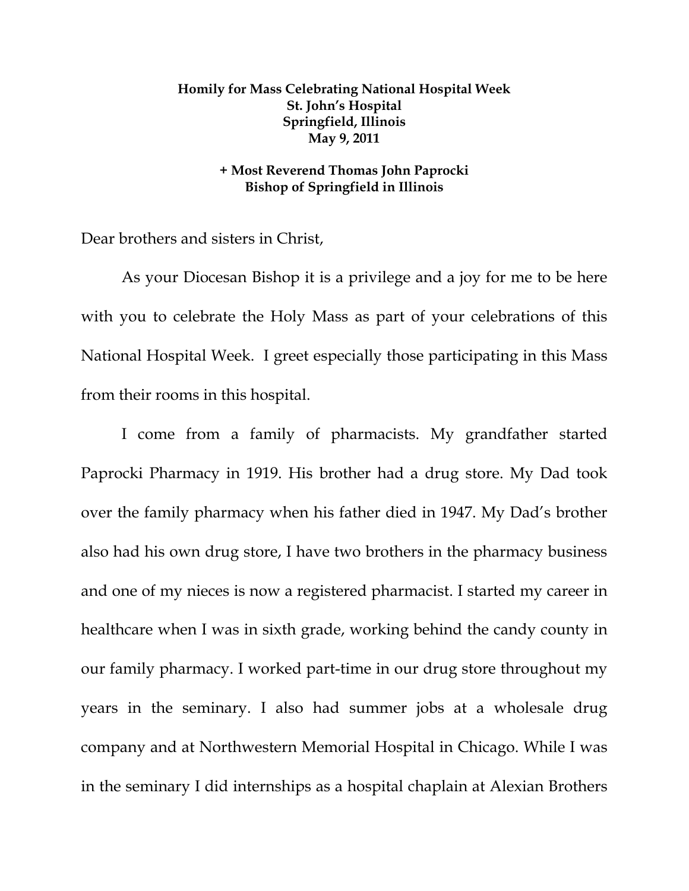**Homily for Mass Celebrating National Hospital Week**
**St. John's Hospital**
**Springfield, Illinois**
**May 9, 2011**

**+ Most Reverend Thomas John Paprocki**
**Bishop of Springfield in Illinois**

Dear brothers and sisters in Christ,

As your Diocesan Bishop it is a privilege and a joy for me to be here with you to celebrate the Holy Mass as part of your celebrations of this National Hospital Week. I greet especially those participating in this Mass from their rooms in this hospital.

I come from a family of pharmacists. My grandfather started Paprocki Pharmacy in 1919. His brother had a drug store. My Dad took over the family pharmacy when his father died in 1947. My Dad's brother also had his own drug store, I have two brothers in the pharmacy business and one of my nieces is now a registered pharmacist. I started my career in healthcare when I was in sixth grade, working behind the candy county in our family pharmacy. I worked part-time in our drug store throughout my years in the seminary. I also had summer jobs at a wholesale drug company and at Northwestern Memorial Hospital in Chicago. While I was in the seminary I did internships as a hospital chaplain at Alexian Brothers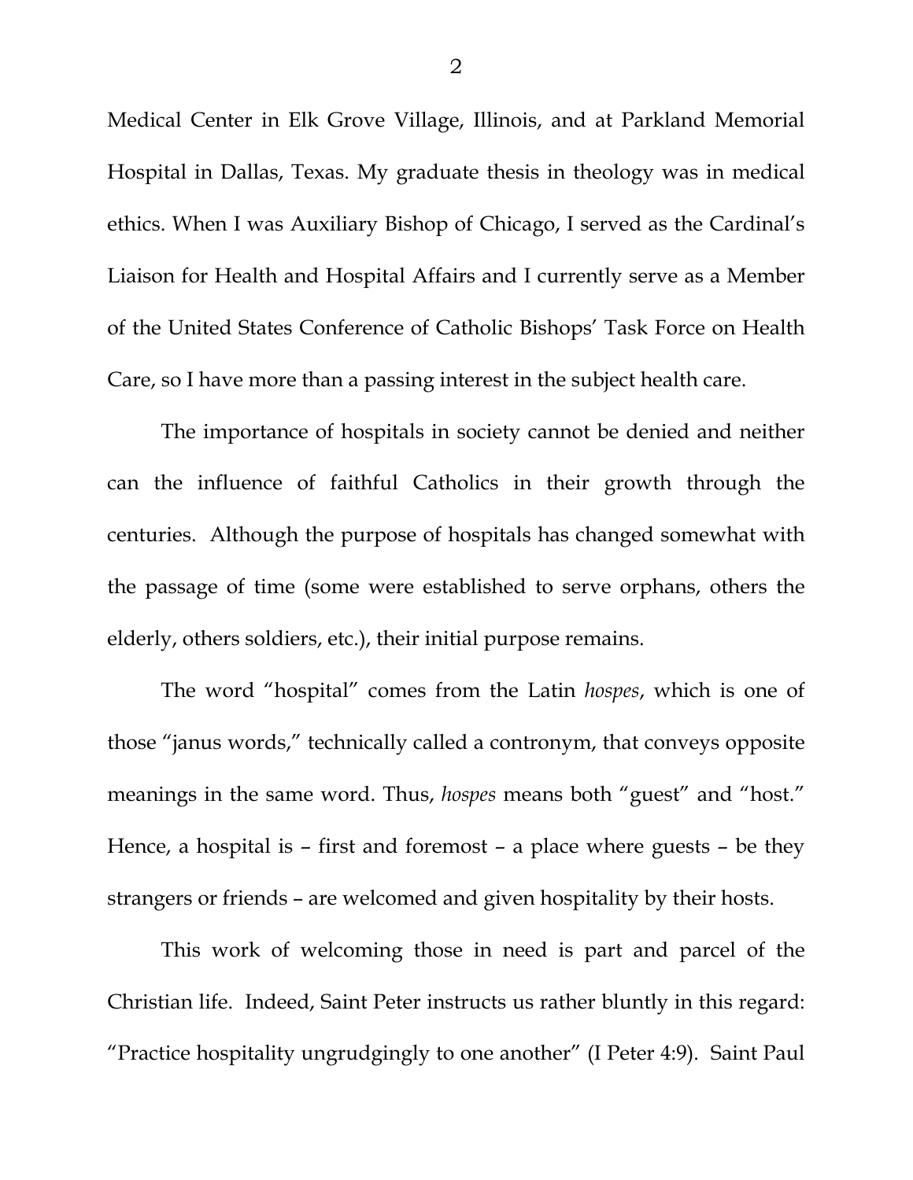Medical Center in Elk Grove Village, Illinois, and at Parkland Memorial Hospital in Dallas, Texas. My graduate thesis in theology was in medical ethics. When I was Auxiliary Bishop of Chicago, I served as the Cardinal's Liaison for Health and Hospital Affairs and I currently serve as a Member of the United States Conference of Catholic Bishops' Task Force on Health Care, so I have more than a passing interest in the subject health care.

The importance of hospitals in society cannot be denied and neither can the influence of faithful Catholics in their growth through the centuries. Although the purpose of hospitals has changed somewhat with the passage of time (some were established to serve orphans, others the elderly, others soldiers, etc.), their initial purpose remains.

The word "hospital" comes from the Latin *hospes*, which is one of those "janus words," technically called a contronym, that conveys opposite meanings in the same word. Thus, *hospes* means both "guest" and "host." Hence, a hospital is – first and foremost – a place where guests – be they strangers or friends – are welcomed and given hospitality by their hosts.

This work of welcoming those in need is part and parcel of the Christian life. Indeed, Saint Peter instructs us rather bluntly in this regard: "Practice hospitality ungrudgingly to one another" (I Peter 4:9). Saint Paul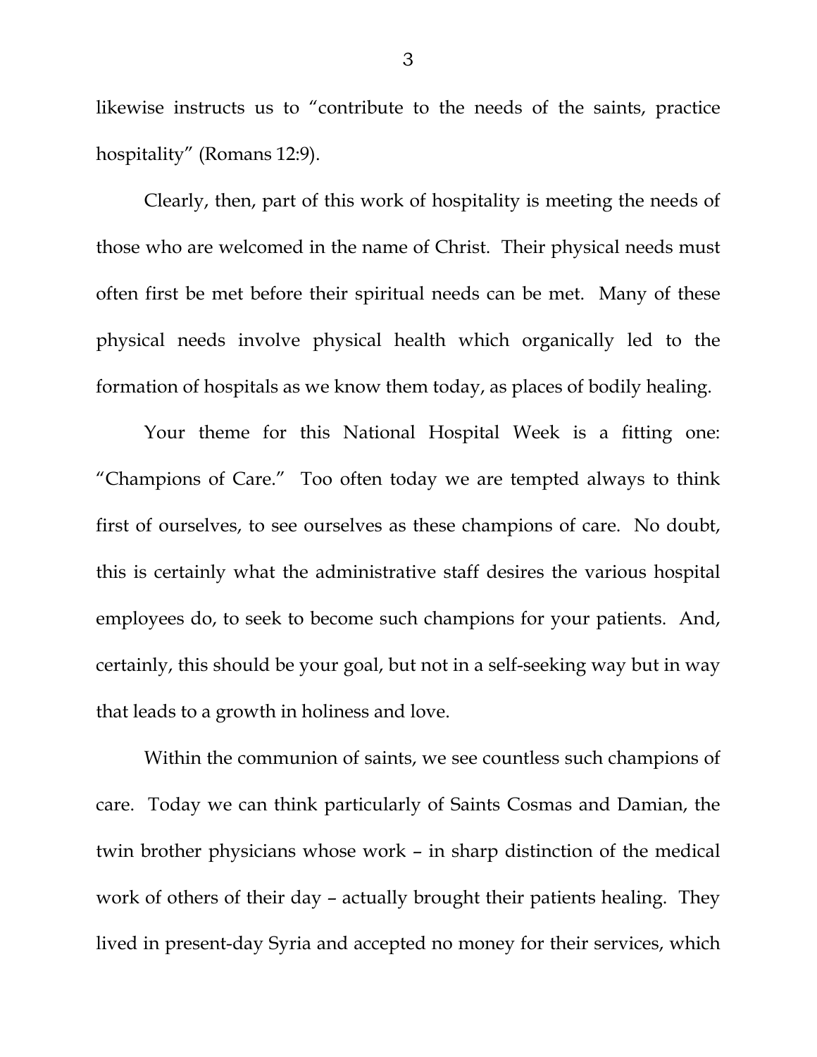likewise instructs us to "contribute to the needs of the saints, practice hospitality" (Romans 12:9).

Clearly, then, part of this work of hospitality is meeting the needs of those who are welcomed in the name of Christ. Their physical needs must often first be met before their spiritual needs can be met. Many of these physical needs involve physical health which organically led to the formation of hospitals as we know them today, as places of bodily healing.

Your theme for this National Hospital Week is a fitting one: "Champions of Care." Too often today we are tempted always to think first of ourselves, to see ourselves as these champions of care. No doubt, this is certainly what the administrative staff desires the various hospital employees do, to seek to become such champions for your patients. And, certainly, this should be your goal, but not in a self-seeking way but in way that leads to a growth in holiness and love.

Within the communion of saints, we see countless such champions of care. Today we can think particularly of Saints Cosmas and Damian, the twin brother physicians whose work – in sharp distinction of the medical work of others of their day – actually brought their patients healing. They lived in present-day Syria and accepted no money for their services, which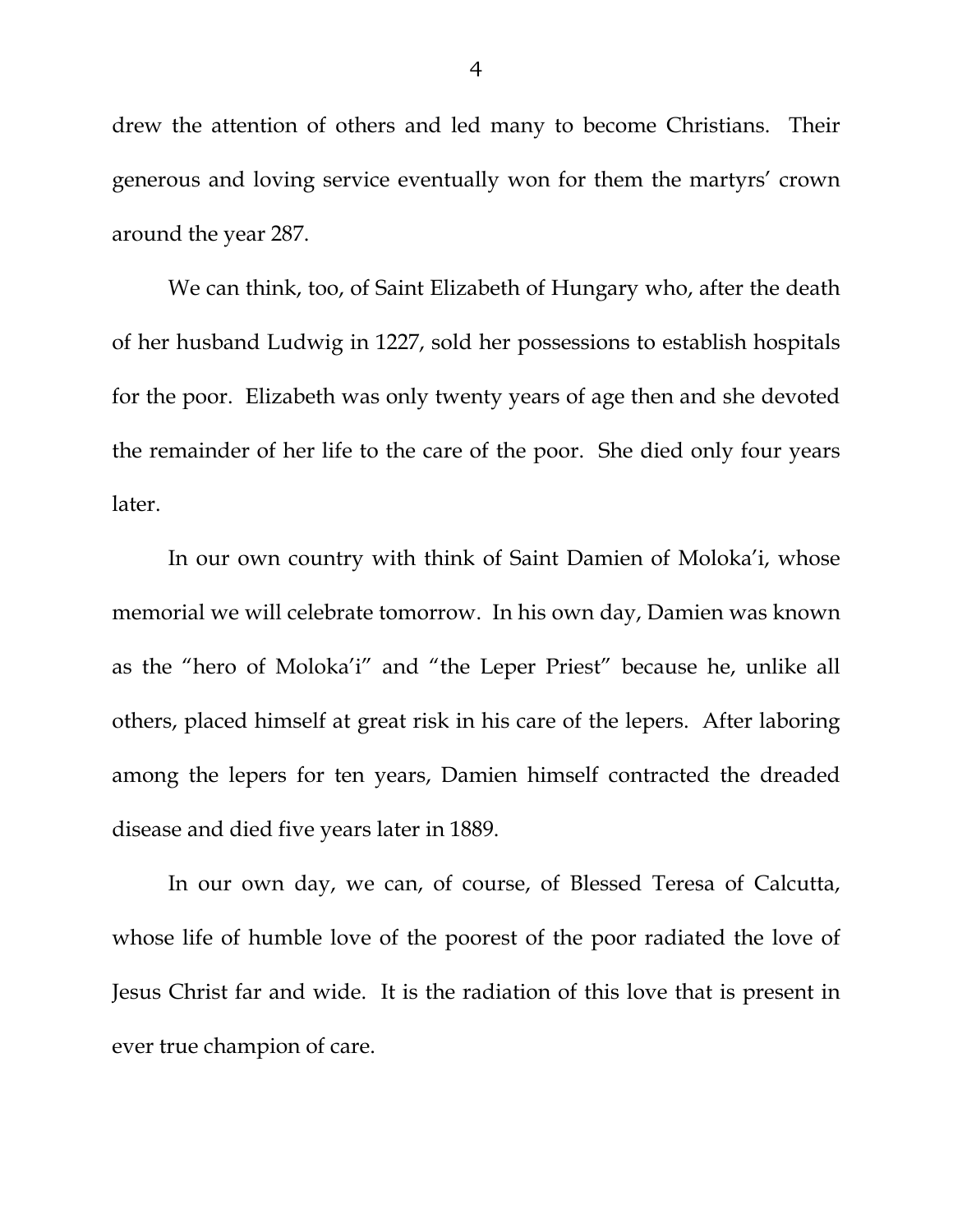drew the attention of others and led many to become Christians. Their generous and loving service eventually won for them the martyrs' crown around the year 287.

We can think, too, of Saint Elizabeth of Hungary who, after the death of her husband Ludwig in 1227, sold her possessions to establish hospitals for the poor. Elizabeth was only twenty years of age then and she devoted the remainder of her life to the care of the poor. She died only four years later.

In our own country with think of Saint Damien of Moloka'i, whose memorial we will celebrate tomorrow. In his own day, Damien was known as the "hero of Moloka'i" and "the Leper Priest" because he, unlike all others, placed himself at great risk in his care of the lepers. After laboring among the lepers for ten years, Damien himself contracted the dreaded disease and died five years later in 1889.

In our own day, we can, of course, of Blessed Teresa of Calcutta, whose life of humble love of the poorest of the poor radiated the love of Jesus Christ far and wide. It is the radiation of this love that is present in ever true champion of care.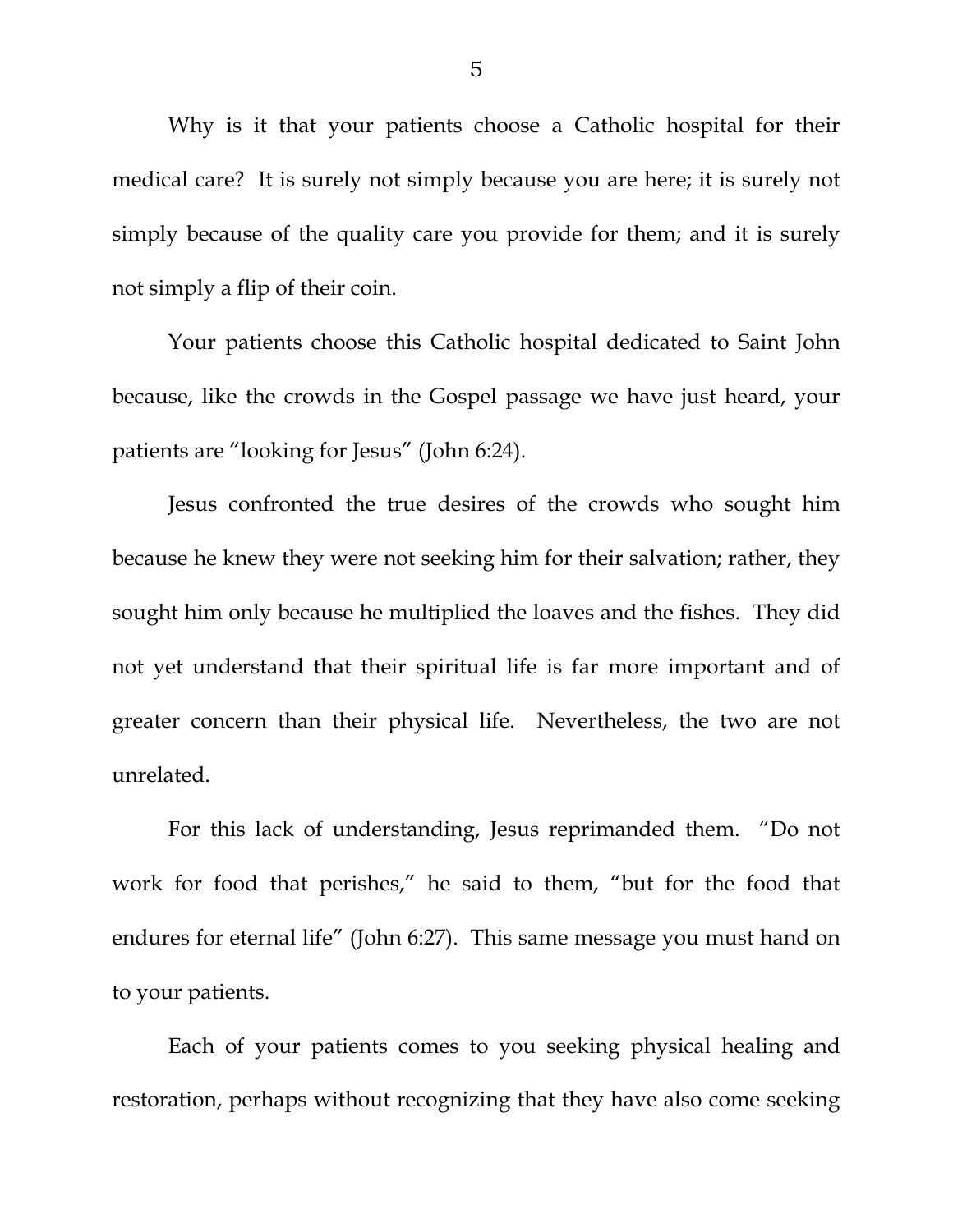Why is it that your patients choose a Catholic hospital for their medical care? It is surely not simply because you are here; it is surely not simply because of the quality care you provide for them; and it is surely not simply a flip of their coin.

Your patients choose this Catholic hospital dedicated to Saint John because, like the crowds in the Gospel passage we have just heard, your patients are "looking for Jesus" (John 6:24).

Jesus confronted the true desires of the crowds who sought him because he knew they were not seeking him for their salvation; rather, they sought him only because he multiplied the loaves and the fishes. They did not yet understand that their spiritual life is far more important and of greater concern than their physical life. Nevertheless, the two are not unrelated.

For this lack of understanding, Jesus reprimanded them. "Do not work for food that perishes," he said to them, "but for the food that endures for eternal life" (John 6:27). This same message you must hand on to your patients.

Each of your patients comes to you seeking physical healing and restoration, perhaps without recognizing that they have also come seeking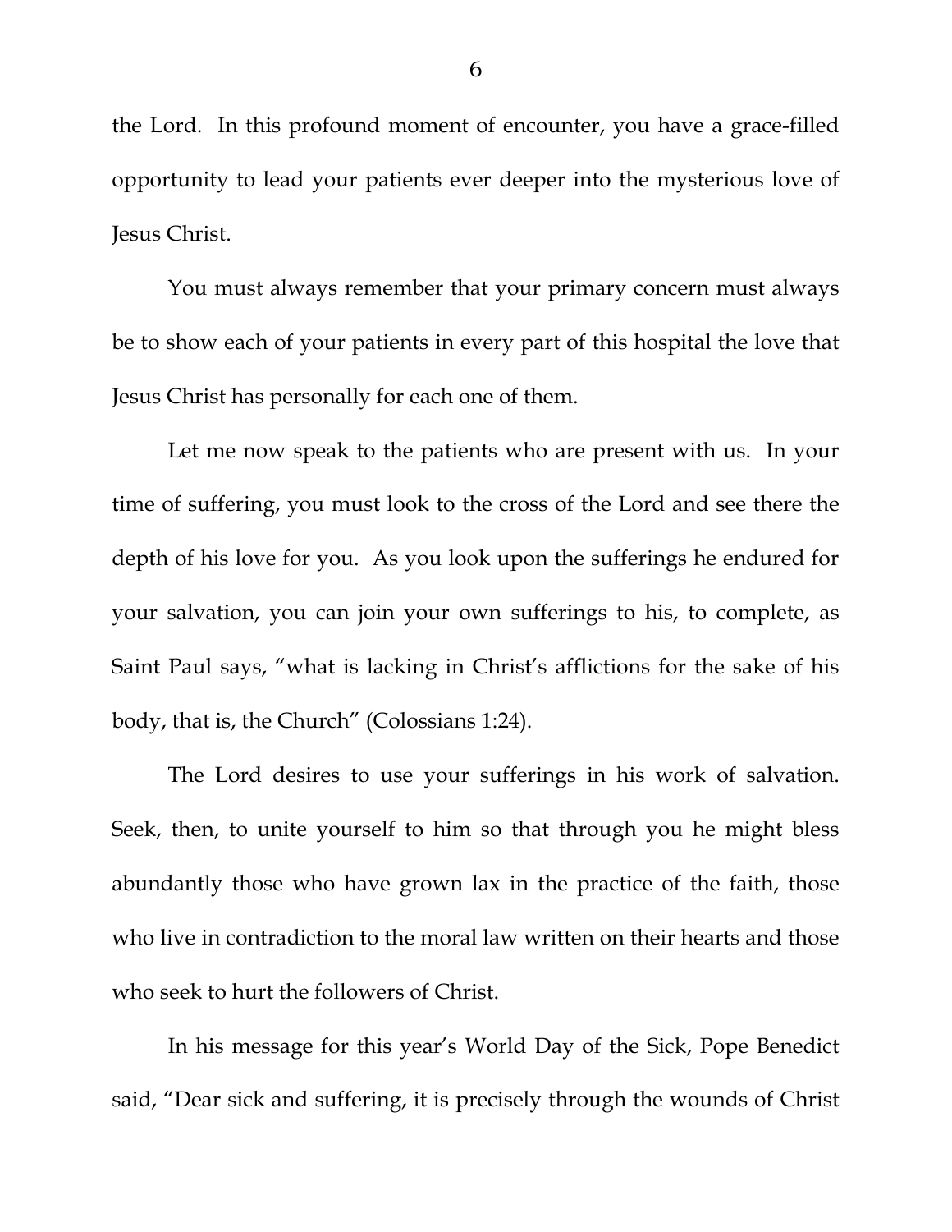the Lord. In this profound moment of encounter, you have a grace-filled opportunity to lead your patients ever deeper into the mysterious love of Jesus Christ.

You must always remember that your primary concern must always be to show each of your patients in every part of this hospital the love that Jesus Christ has personally for each one of them.

Let me now speak to the patients who are present with us. In your time of suffering, you must look to the cross of the Lord and see there the depth of his love for you. As you look upon the sufferings he endured for your salvation, you can join your own sufferings to his, to complete, as Saint Paul says, "what is lacking in Christ's afflictions for the sake of his body, that is, the Church" (Colossians 1:24).

The Lord desires to use your sufferings in his work of salvation. Seek, then, to unite yourself to him so that through you he might bless abundantly those who have grown lax in the practice of the faith, those who live in contradiction to the moral law written on their hearts and those who seek to hurt the followers of Christ.

In his message for this year's World Day of the Sick, Pope Benedict said, "Dear sick and suffering, it is precisely through the wounds of Christ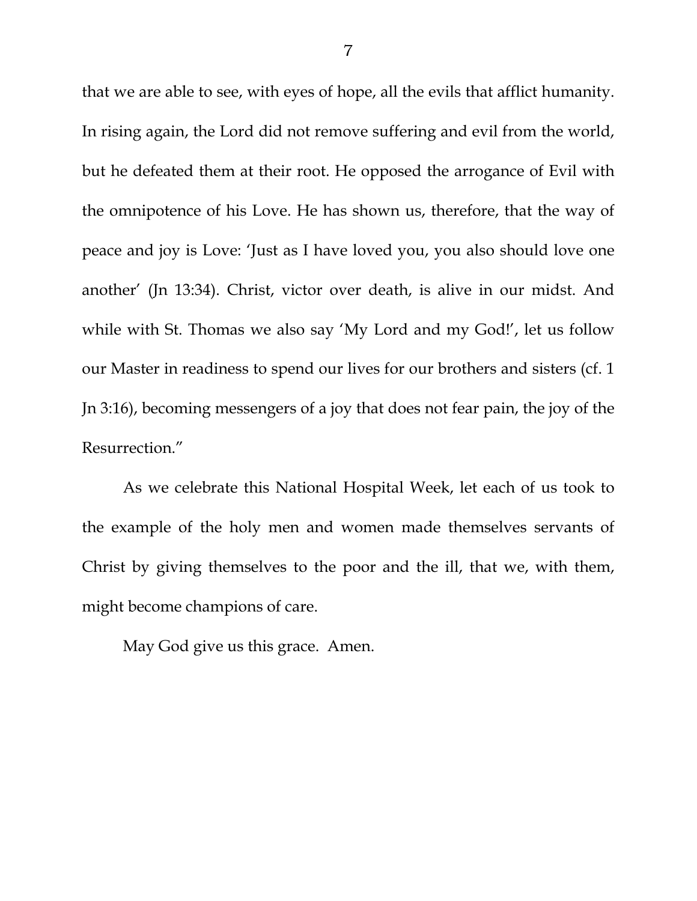that we are able to see, with eyes of hope, all the evils that afflict humanity. In rising again, the Lord did not remove suffering and evil from the world, but he defeated them at their root. He opposed the arrogance of Evil with the omnipotence of his Love. He has shown us, therefore, that the way of peace and joy is Love: 'Just as I have loved you, you also should love one another' (Jn 13:34). Christ, victor over death, is alive in our midst. And while with St. Thomas we also say 'My Lord and my God!', let us follow our Master in readiness to spend our lives for our brothers and sisters (cf. 1 Jn 3:16), becoming messengers of a joy that does not fear pain, the joy of the Resurrection."

As we celebrate this National Hospital Week, let each of us took to the example of the holy men and women made themselves servants of Christ by giving themselves to the poor and the ill, that we, with them, might become champions of care.

May God give us this grace. Amen.